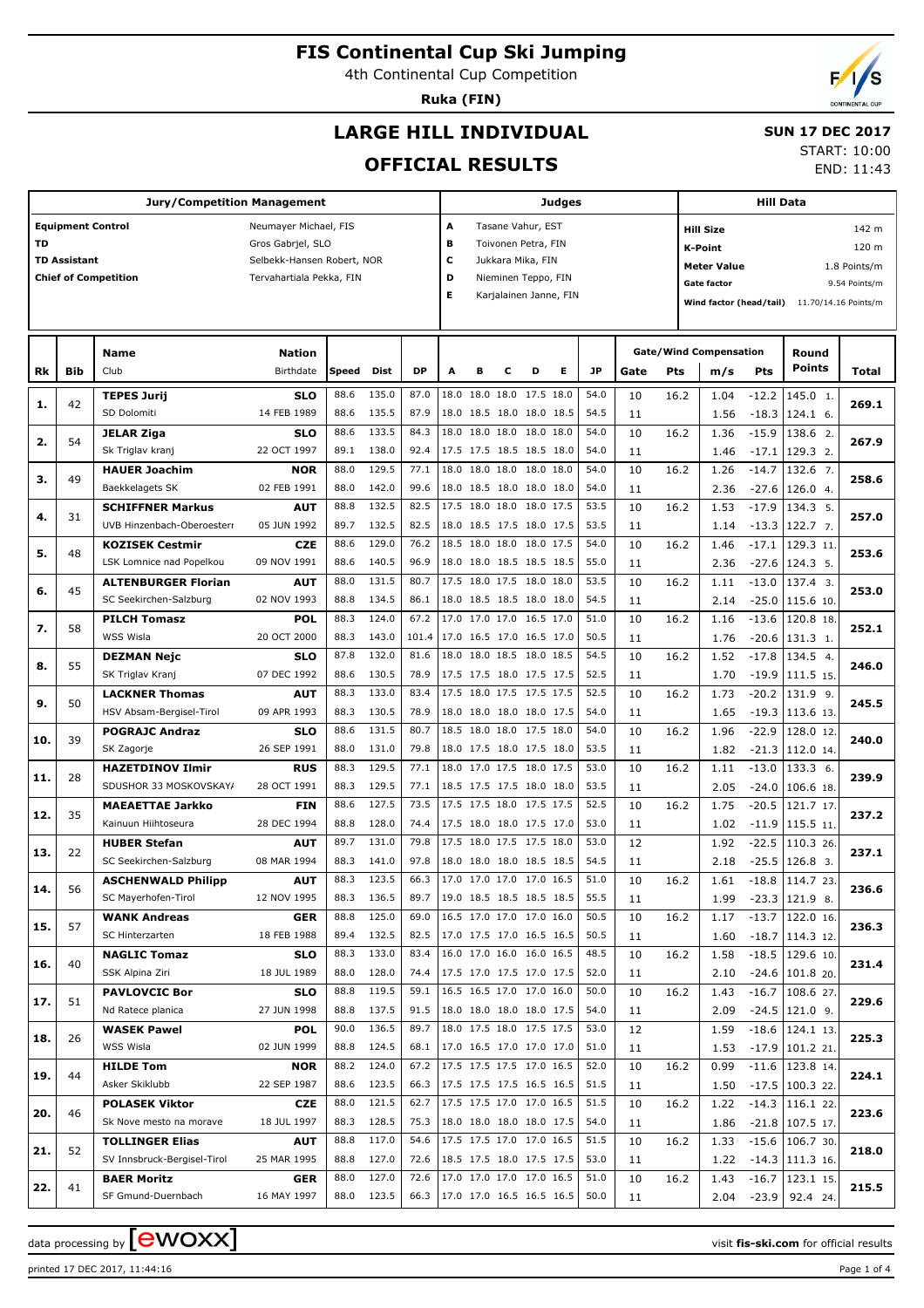# FIS Continental Cup Ski Jumping

4th Continental Cup Competition

**Ruka (FIN)**

## LARGE HILL INDIVIDUAL

## OFFICIAL RESULTS

**SUN 17 DEC 2017**

START: 10:00
END: 11:43

| Jury/Competition Management | |
|---|---|
| Equipment Control | Neumayer Michael, FIS |
| TD | Gros Gabrjel, SLO |
| TD Assistant | Selbekk-Hansen Robert, NOR |
| Chief of Competition | Tervahartiala Pekka, FIN |

| Judges | |
|---|---|
| A | Tasane Vahur, EST |
| B | Toivonen Petra, FIN |
| C | Jukkara Mika, FIN |
| D | Nieminen Teppo, FIN |
| E | Karjalainen Janne, FIN |

| Hill Data | |
|---|---|
| Hill Size | 142 m |
| K-Point | 120 m |
| Meter Value | 1.8 Points/m |
| Gate factor | 9.54 Points/m |
| Wind factor (head/tail) | 11.70/14.16 Points/m |

| Rk | Bib | Name / Club | Nation / Birthdate | Speed | Dist | DP | A | B | C | D | E | JP | Gate | Pts | m/s | Pts | Round Points | Total |
|---|---|---|---|---|---|---|---|---|---|---|---|---|---|---|---|---|---|---|
| 1. | 42 | **TEPES Jurij** | **SLO** | 88.6 | 135.0 | 87.0 | 18.0 | 18.0 | 18.0 | 17.5 | 18.0 | 54.0 | 10 | 16.2 | 1.04 | -12.2 | 145.0 1. | 269.1 |
| | | SD Dolomiti | 14 FEB 1989 | 88.6 | 135.5 | 87.9 | 18.0 | 18.5 | 18.0 | 18.0 | 18.5 | 54.5 | 11 | | 1.56 | -18.3 | 124.1 6. | |
| 2. | 54 | **JELAR Ziga** | **SLO** | 88.6 | 133.5 | 84.3 | 18.0 | 18.0 | 18.0 | 18.0 | 18.0 | 54.0 | 10 | 16.2 | 1.36 | -15.9 | 138.6 2. | 267.9 |
| | | Sk Triglav kranj | 22 OCT 1997 | 89.1 | 138.0 | 92.4 | 17.5 | 17.5 | 18.5 | 18.5 | 18.0 | 54.0 | 11 | | 1.46 | -17.1 | 129.3 2. | |
| 3. | 49 | **HAUER Joachim** | **NOR** | 88.0 | 129.5 | 77.1 | 18.0 | 18.0 | 18.0 | 18.0 | 18.0 | 54.0 | 10 | 16.2 | 1.26 | -14.7 | 132.6 7. | 258.6 |
| | | Baekkelagets SK | 02 FEB 1991 | 88.0 | 142.0 | 99.6 | 18.0 | 18.5 | 18.0 | 18.0 | 18.0 | 54.0 | 11 | | 2.36 | -27.6 | 126.0 4. | |
| 4. | 31 | **SCHIFFNER Markus** | **AUT** | 88.8 | 132.5 | 82.5 | 17.5 | 18.0 | 18.0 | 18.0 | 17.5 | 53.5 | 10 | 16.2 | 1.53 | -17.9 | 134.3 5. | 257.0 |
| | | UVB Hinzenbach-Oberoesterr | 05 JUN 1992 | 89.7 | 132.5 | 82.5 | 18.0 | 18.5 | 17.5 | 18.0 | 17.5 | 53.5 | 11 | | 1.14 | -13.3 | 122.7 7. | |
| 5. | 48 | **KOZISEK Cestmir** | **CZE** | 88.6 | 129.0 | 76.2 | 18.5 | 18.0 | 18.0 | 18.0 | 17.5 | 54.0 | 10 | 16.2 | 1.46 | -17.1 | 129.3 11. | 253.6 |
| | | LSK Lomnice nad Popelkou | 09 NOV 1991 | 88.6 | 140.5 | 96.9 | 18.0 | 18.0 | 18.5 | 18.5 | 18.5 | 55.0 | 11 | | 2.36 | -27.6 | 124.3 5. | |
| 6. | 45 | **ALTENBURGER Florian** | **AUT** | 88.0 | 131.5 | 80.7 | 17.5 | 18.0 | 17.5 | 18.0 | 18.0 | 53.5 | 10 | 16.2 | 1.11 | -13.0 | 137.4 3. | 253.0 |
| | | SC Seekirchen-Salzburg | 02 NOV 1993 | 88.8 | 134.5 | 86.1 | 18.0 | 18.5 | 18.5 | 18.0 | 18.0 | 54.5 | 11 | | 2.14 | -25.0 | 115.6 10. | |
| 7. | 58 | **PILCH Tomasz** | **POL** | 88.3 | 124.0 | 67.2 | 17.0 | 17.0 | 17.0 | 16.5 | 17.0 | 51.0 | 10 | 16.2 | 1.16 | -13.6 | 120.8 18. | 252.1 |
| | | WSS Wisla | 20 OCT 2000 | 88.3 | 143.0 | 101.4 | 17.0 | 16.5 | 17.0 | 16.5 | 17.0 | 50.5 | 11 | | 1.76 | -20.6 | 131.3 1. | |
| 8. | 55 | **DEZMAN Nejc** | **SLO** | 87.8 | 132.0 | 81.6 | 18.0 | 18.0 | 18.5 | 18.0 | 18.5 | 54.5 | 10 | 16.2 | 1.52 | -17.8 | 134.5 4. | 246.0 |
| | | SK Triglav Kranj | 07 DEC 1992 | 88.6 | 130.5 | 78.9 | 17.5 | 17.5 | 18.0 | 17.5 | 17.5 | 52.5 | 11 | | 1.70 | -19.9 | 111.5 15. | |
| 9. | 50 | **LACKNER Thomas** | **AUT** | 88.3 | 133.0 | 83.4 | 17.5 | 18.0 | 17.5 | 17.5 | 17.5 | 52.5 | 10 | 16.2 | 1.73 | -20.2 | 131.9 9. | 245.5 |
| | | HSV Absam-Bergisel-Tirol | 09 APR 1993 | 88.3 | 130.5 | 78.9 | 18.0 | 18.0 | 18.0 | 18.0 | 17.5 | 54.0 | 11 | | 1.65 | -19.3 | 113.6 13. | |
| 10. | 39 | **POGRAJC Andraz** | **SLO** | 88.6 | 131.5 | 80.7 | 18.5 | 18.0 | 18.0 | 17.5 | 18.0 | 54.0 | 10 | 16.2 | 1.96 | -22.9 | 128.0 12. | 240.0 |
| | | SK Zagorje | 26 SEP 1991 | 88.0 | 131.0 | 79.8 | 18.0 | 17.5 | 18.0 | 17.5 | 18.0 | 53.5 | 11 | | 1.82 | -21.3 | 112.0 14. | |
| 11. | 28 | **HAZETDINOV Ilmir** | **RUS** | 88.3 | 129.5 | 77.1 | 18.0 | 17.0 | 17.5 | 18.0 | 17.5 | 53.0 | 10 | 16.2 | 1.11 | -13.0 | 133.3 6. | 239.9 |
| | | SDUSHOR 33 MOSKOVSKAYA | 28 OCT 1991 | 88.3 | 129.5 | 77.1 | 18.5 | 17.5 | 17.5 | 18.0 | 18.0 | 53.5 | 11 | | 2.05 | -24.0 | 106.6 18. | |
| 12. | 35 | **MAEAETTAE Jarkko** | **FIN** | 88.6 | 127.5 | 73.5 | 17.5 | 17.5 | 18.0 | 17.5 | 17.5 | 52.5 | 10 | 16.2 | 1.75 | -20.5 | 121.7 17. | 237.2 |
| | | Kainuun Hiihtoseura | 28 DEC 1994 | 88.8 | 128.0 | 74.4 | 17.5 | 18.0 | 18.0 | 17.5 | 17.0 | 53.0 | 11 | | 1.02 | -11.9 | 115.5 11. | |
| 13. | 22 | **HUBER Stefan** | **AUT** | 89.7 | 131.0 | 79.8 | 17.5 | 18.0 | 17.5 | 17.5 | 18.0 | 53.0 | 12 | | 1.92 | -22.5 | 110.3 26. | 237.1 |
| | | SC Seekirchen-Salzburg | 08 MAR 1994 | 88.3 | 141.0 | 97.8 | 18.0 | 18.0 | 18.0 | 18.5 | 18.5 | 54.5 | 11 | | 2.18 | -25.5 | 126.8 3. | |
| 14. | 56 | **ASCHENWALD Philipp** | **AUT** | 88.3 | 123.5 | 66.3 | 17.0 | 17.0 | 17.0 | 17.0 | 16.5 | 51.0 | 10 | 16.2 | 1.61 | -18.8 | 114.7 23. | 236.6 |
| | | SC Mayerhofen-Tirol | 12 NOV 1995 | 88.3 | 136.5 | 89.7 | 19.0 | 18.5 | 18.5 | 18.5 | 18.5 | 55.5 | 11 | | 1.99 | -23.3 | 121.9 8. | |
| 15. | 57 | **WANK Andreas** | **GER** | 88.8 | 125.0 | 69.0 | 16.5 | 17.0 | 17.0 | 17.0 | 16.0 | 50.5 | 10 | 16.2 | 1.17 | -13.7 | 122.0 16. | 236.3 |
| | | SC Hinterzarten | 18 FEB 1988 | 89.4 | 132.5 | 82.5 | 17.0 | 17.5 | 17.0 | 16.5 | 16.5 | 50.5 | 11 | | 1.60 | -18.7 | 114.3 12. | |
| 16. | 40 | **NAGLIC Tomaz** | **SLO** | 88.3 | 133.0 | 83.4 | 16.0 | 17.0 | 16.0 | 16.0 | 16.5 | 48.5 | 10 | 16.2 | 1.58 | -18.5 | 129.6 10. | 231.4 |
| | | SSK Alpina Ziri | 18 JUL 1989 | 88.0 | 128.0 | 74.4 | 17.5 | 17.0 | 17.5 | 17.0 | 17.5 | 52.0 | 11 | | 2.10 | -24.6 | 101.8 20. | |
| 17. | 51 | **PAVLOVCIC Bor** | **SLO** | 88.8 | 119.5 | 59.1 | 16.5 | 16.5 | 17.0 | 17.0 | 16.0 | 50.0 | 10 | 16.2 | 1.43 | -16.7 | 108.6 27. | 229.6 |
| | | Nd Ratece planica | 27 JUN 1998 | 88.8 | 137.5 | 91.5 | 18.0 | 18.0 | 18.0 | 18.0 | 17.5 | 54.0 | 11 | | 2.09 | -24.5 | 121.0 9. | |
| 18. | 26 | **WASEK Pawel** | **POL** | 90.0 | 136.5 | 89.7 | 18.0 | 17.5 | 18.0 | 17.5 | 17.5 | 53.0 | 12 | | 1.59 | -18.6 | 124.1 13. | 225.3 |
| | | WSS Wisla | 02 JUN 1999 | 88.8 | 124.5 | 68.1 | 17.0 | 16.5 | 17.0 | 17.0 | 17.0 | 51.0 | 11 | | 1.53 | -17.9 | 101.2 21. | |
| 19. | 44 | **HILDE Tom** | **NOR** | 88.2 | 124.0 | 67.2 | 17.5 | 17.5 | 17.5 | 17.0 | 16.5 | 52.0 | 10 | 16.2 | 0.99 | -11.6 | 123.8 14. | 224.1 |
| | | Asker Skiklubb | 22 SEP 1987 | 88.6 | 123.5 | 66.3 | 17.5 | 17.5 | 17.5 | 16.5 | 16.5 | 51.5 | 11 | | 1.50 | -17.5 | 100.3 22. | |
| 20. | 46 | **POLASEK Viktor** | **CZE** | 88.0 | 121.5 | 62.7 | 17.5 | 17.5 | 17.0 | 17.0 | 16.5 | 51.5 | 10 | 16.2 | 1.22 | -14.3 | 116.1 22. | 223.6 |
| | | Sk Nove mesto na morave | 18 JUL 1997 | 88.3 | 128.5 | 75.3 | 18.0 | 18.0 | 18.0 | 18.0 | 17.5 | 54.0 | 11 | | 1.86 | -21.8 | 107.5 17. | |
| 21. | 52 | **TOLLINGER Elias** | **AUT** | 88.8 | 117.0 | 54.6 | 17.5 | 17.5 | 17.0 | 17.0 | 16.5 | 51.5 | 10 | 16.2 | 1.33 | -15.6 | 106.7 30. | 218.0 |
| | | SV Innsbruck-Bergisel-Tirol | 25 MAR 1995 | 88.8 | 127.0 | 72.6 | 18.5 | 17.5 | 18.0 | 17.5 | 17.5 | 53.0 | 11 | | 1.22 | -14.3 | 111.3 16. | |
| 22. | 41 | **BAER Moritz** | **GER** | 88.0 | 127.0 | 72.6 | 17.0 | 17.0 | 17.0 | 17.0 | 16.5 | 51.0 | 10 | 16.2 | 1.43 | -16.7 | 123.1 15. | 215.5 |
| | | SF Gmund-Duernbach | 16 MAY 1997 | 88.0 | 123.5 | 66.3 | 17.0 | 17.0 | 16.5 | 16.5 | 16.5 | 50.0 | 11 | | 2.04 | -23.9 | 92.4 24. | |

data processing by ewoxx — visit **fis-ski.com** for official results

printed 17 DEC 2017, 11:44:16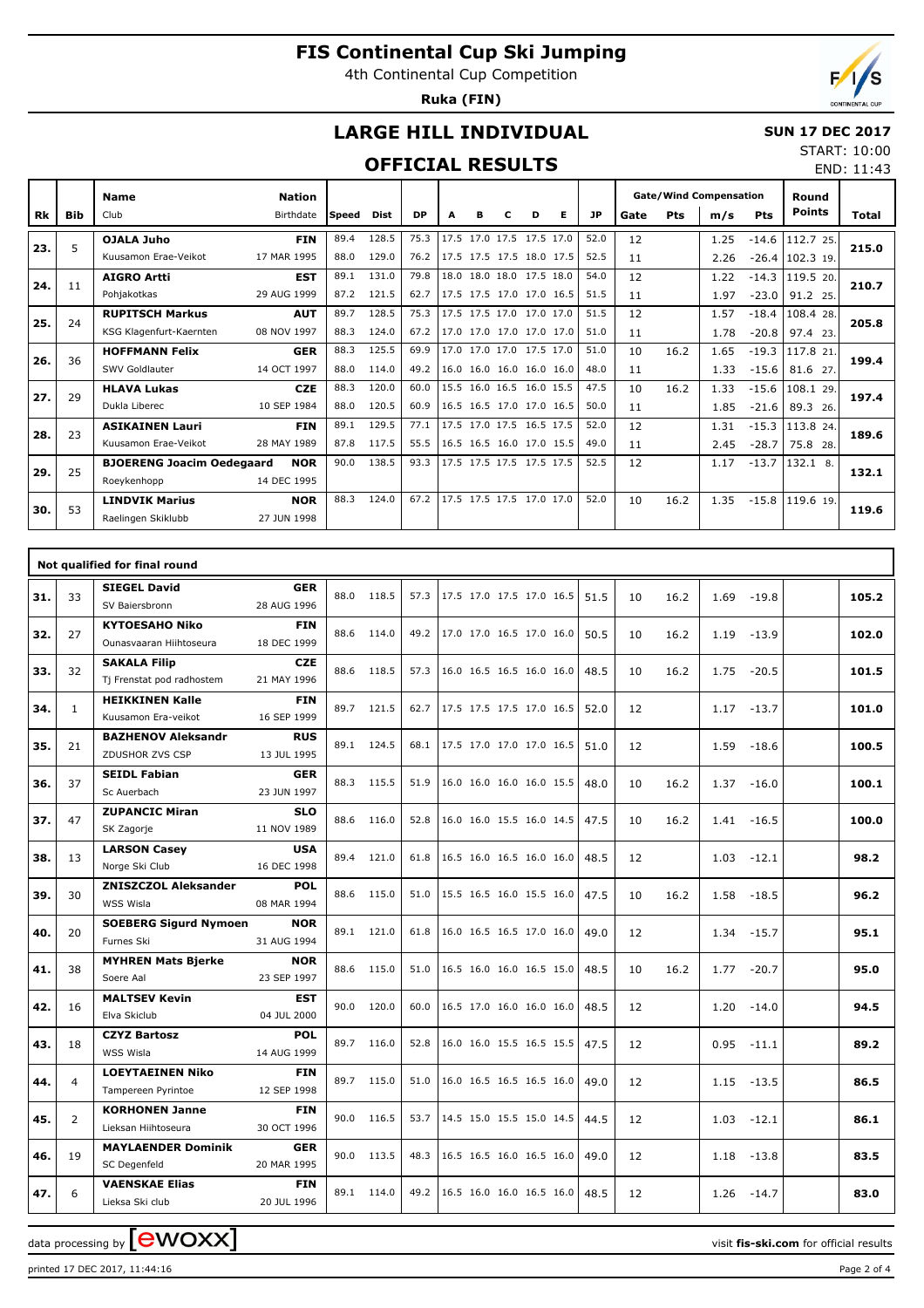# FIS Continental Cup Ski Jumping

4th Continental Cup Competition

**Ruka (FIN)**

## LARGE HILL INDIVIDUAL

**SUN 17 DEC 2017**

START: 10:00

END: 11:43

## OFFICIAL RESULTS

| Rk | Bib | Name / Club | Nation / Birthdate | Speed | Dist | DP | A | B | C | D | E | JP | Gate | Pts | m/s | Pts | Round Points | Total |
|---|---|---|---|---|---|---|---|---|---|---|---|---|---|---|---|---|---|---|
| 23. | 5 | **OJALA Juho** | **FIN** | 89.4 | 128.5 | 75.3 | 17.5 | 17.0 | 17.5 | 17.5 | 17.0 | 52.0 | 12 | | 1.25 | -14.6 | 112.7 25. | **215.0** |
| | | Kuusamon Erae-Veikot | 17 MAR 1995 | 88.0 | 129.0 | 76.2 | 17.5 | 17.5 | 17.5 | 18.0 | 17.5 | 52.5 | 11 | | 2.26 | -26.4 | 102.3 19. | |
| 24. | 11 | **AIGRO Artti** | **EST** | 89.1 | 131.0 | 79.8 | 18.0 | 18.0 | 18.0 | 17.5 | 18.0 | 54.0 | 12 | | 1.22 | -14.3 | 119.5 20. | **210.7** |
| | | Pohjakotkas | 29 AUG 1999 | 87.2 | 121.5 | 62.7 | 17.5 | 17.5 | 17.0 | 17.0 | 16.5 | 51.5 | 11 | | 1.97 | -23.0 | 91.2 25. | |
| 25. | 24 | **RUPITSCH Markus** | **AUT** | 89.7 | 128.5 | 75.3 | 17.5 | 17.5 | 17.0 | 17.0 | 17.0 | 51.5 | 12 | | 1.57 | -18.4 | 108.4 28. | **205.8** |
| | | KSG Klagenfurt-Kaernten | 08 NOV 1997 | 88.3 | 124.0 | 67.2 | 17.0 | 17.0 | 17.0 | 17.0 | 17.0 | 51.0 | 11 | | 1.78 | -20.8 | 97.4 23. | |
| 26. | 36 | **HOFFMANN Felix** | **GER** | 88.3 | 125.5 | 69.9 | 17.0 | 17.0 | 17.0 | 17.5 | 17.0 | 51.0 | 10 | 16.2 | 1.65 | -19.3 | 117.8 21. | **199.4** |
| | | SWV Goldlauter | 14 OCT 1997 | 88.0 | 114.0 | 49.2 | 16.0 | 16.0 | 16.0 | 16.0 | 16.0 | 48.0 | 11 | | 1.33 | -15.6 | 81.6 27. | |
| 27. | 29 | **HLAVA Lukas** | **CZE** | 88.3 | 120.0 | 60.0 | 15.5 | 16.0 | 16.5 | 16.0 | 15.5 | 47.5 | 10 | 16.2 | 1.33 | -15.6 | 108.1 29. | **197.4** |
| | | Dukla Liberec | 10 SEP 1984 | 88.0 | 120.5 | 60.9 | 16.5 | 16.5 | 17.0 | 17.0 | 16.5 | 50.0 | 11 | | 1.85 | -21.6 | 89.3 26. | |
| 28. | 23 | **ASIKAINEN Lauri** | **FIN** | 89.1 | 129.5 | 77.1 | 17.5 | 17.0 | 17.5 | 16.5 | 17.5 | 52.0 | 12 | | 1.31 | -15.3 | 113.8 24. | **189.6** |
| | | Kuusamon Erae-Veikot | 28 MAY 1989 | 87.8 | 117.5 | 55.5 | 16.5 | 16.5 | 16.0 | 17.0 | 15.5 | 49.0 | 11 | | 2.45 | -28.7 | 75.8 28. | |
| 29. | 25 | **BJOERENG Joacim Oedegaard** | **NOR** | 90.0 | 138.5 | 93.3 | 17.5 | 17.5 | 17.5 | 17.5 | 17.5 | 52.5 | 12 | | 1.17 | -13.7 | 132.1 8. | **132.1** |
| | | Roeykenhopp | 14 DEC 1995 | | | | | | | | | | | | | | | |
| 30. | 53 | **LINDVIK Marius** | **NOR** | 88.3 | 124.0 | 67.2 | 17.5 | 17.5 | 17.5 | 17.0 | 17.0 | 52.0 | 10 | 16.2 | 1.35 | -15.8 | 119.6 19. | **119.6** |
| | | Raelingen Skiklubb | 27 JUN 1998 | | | | | | | | | | | | | | | |

**Not qualified for final round**

| Rk | Bib | Name / Club | Nation / Birthdate | Speed | Dist | DP | A | B | C | D | E | JP | Gate | Pts | m/s | Pts | Round Points | Total |
|---|---|---|---|---|---|---|---|---|---|---|---|---|---|---|---|---|---|---|
| 31. | 33 | **SIEGEL David** / SV Baiersbronn | **GER** / 28 AUG 1996 | 88.0 | 118.5 | 57.3 | 17.5 | 17.0 | 17.5 | 17.0 | 16.5 | 51.5 | 10 | 16.2 | 1.69 | -19.8 | | **105.2** |
| 32. | 27 | **KYTOESAHO Niko** / Ounasvaaran Hiihtoseura | **FIN** / 18 DEC 1999 | 88.6 | 114.0 | 49.2 | 17.0 | 17.0 | 16.5 | 17.0 | 16.0 | 50.5 | 10 | 16.2 | 1.19 | -13.9 | | **102.0** |
| 33. | 32 | **SAKALA Filip** / Tj Frenstat pod radhostem | **CZE** / 21 MAY 1996 | 88.6 | 118.5 | 57.3 | 16.0 | 16.5 | 16.5 | 16.0 | 16.0 | 48.5 | 10 | 16.2 | 1.75 | -20.5 | | **101.5** |
| 34. | 1 | **HEIKKINEN Kalle** / Kuusamon Era-veikot | **FIN** / 16 SEP 1999 | 89.7 | 121.5 | 62.7 | 17.5 | 17.5 | 17.5 | 17.0 | 16.5 | 52.0 | 12 | | 1.17 | -13.7 | | **101.0** |
| 35. | 21 | **BAZHENOV Aleksandr** / ZDUSHOR ZVS CSP | **RUS** / 13 JUL 1995 | 89.1 | 124.5 | 68.1 | 17.5 | 17.0 | 17.0 | 17.0 | 16.5 | 51.0 | 12 | | 1.59 | -18.6 | | **100.5** |
| 36. | 37 | **SEIDL Fabian** / Sc Auerbach | **GER** / 23 JUN 1997 | 88.3 | 115.5 | 51.9 | 16.0 | 16.0 | 16.0 | 16.0 | 15.5 | 48.0 | 10 | 16.2 | 1.37 | -16.0 | | **100.1** |
| 37. | 47 | **ZUPANCIC Miran** / SK Zagorje | **SLO** / 11 NOV 1989 | 88.6 | 116.0 | 52.8 | 16.0 | 16.0 | 15.5 | 16.0 | 14.5 | 47.5 | 10 | 16.2 | 1.41 | -16.5 | | **100.0** |
| 38. | 13 | **LARSON Casey** / Norge Ski Club | **USA** / 16 DEC 1998 | 89.4 | 121.0 | 61.8 | 16.5 | 16.0 | 16.5 | 16.0 | 16.0 | 48.5 | 12 | | 1.03 | -12.1 | | **98.2** |
| 39. | 30 | **ZNISZCZOL Aleksander** / WSS Wisla | **POL** / 08 MAR 1994 | 88.6 | 115.0 | 51.0 | 15.5 | 16.5 | 16.0 | 15.5 | 16.0 | 47.5 | 10 | 16.2 | 1.58 | -18.5 | | **96.2** |
| 40. | 20 | **SOEBERG Sigurd Nymoen** / Furnes Ski | **NOR** / 31 AUG 1994 | 89.1 | 121.0 | 61.8 | 16.0 | 16.5 | 16.5 | 17.0 | 16.0 | 49.0 | 12 | | 1.34 | -15.7 | | **95.1** |
| 41. | 38 | **MYHREN Mats Bjerke** / Soere Aal | **NOR** / 23 SEP 1997 | 88.6 | 115.0 | 51.0 | 16.5 | 16.0 | 16.0 | 16.5 | 15.0 | 48.5 | 10 | 16.2 | 1.77 | -20.7 | | **95.0** |
| 42. | 16 | **MALTSEV Kevin** / Elva Skiclub | **EST** / 04 JUL 2000 | 90.0 | 120.0 | 60.0 | 16.5 | 17.0 | 16.0 | 16.0 | 16.0 | 48.5 | 12 | | 1.20 | -14.0 | | **94.5** |
| 43. | 18 | **CZYZ Bartosz** / WSS Wisla | **POL** / 14 AUG 1999 | 89.7 | 116.0 | 52.8 | 16.0 | 16.0 | 15.5 | 16.5 | 15.5 | 47.5 | 12 | | 0.95 | -11.1 | | **89.2** |
| 44. | 4 | **LOEYTAEINEN Niko** / Tampereen Pyrintoe | **FIN** / 12 SEP 1998 | 89.7 | 115.0 | 51.0 | 16.0 | 16.5 | 16.5 | 16.5 | 16.0 | 49.0 | 12 | | 1.15 | -13.5 | | **86.5** |
| 45. | 2 | **KORHONEN Janne** / Lieksan Hiihtoseura | **FIN** / 30 OCT 1996 | 90.0 | 116.5 | 53.7 | 14.5 | 15.0 | 15.5 | 15.0 | 14.5 | 44.5 | 12 | | 1.03 | -12.1 | | **86.1** |
| 46. | 19 | **MAYLAENDER Dominik** / SC Degenfeld | **GER** / 20 MAR 1995 | 90.0 | 113.5 | 48.3 | 16.5 | 16.5 | 16.0 | 16.5 | 16.0 | 49.0 | 12 | | 1.18 | -13.8 | | **83.5** |
| 47. | 6 | **VAENSKAE Elias** / Lieksa Ski club | **FIN** / 20 JUL 1996 | 89.1 | 114.0 | 49.2 | 16.5 | 16.0 | 16.0 | 16.5 | 16.0 | 48.5 | 12 | | 1.26 | -14.7 | | **83.0** |

data processing by EWOXX — visit **fis-ski.com** for official results

printed 17 DEC 2017, 11:44:16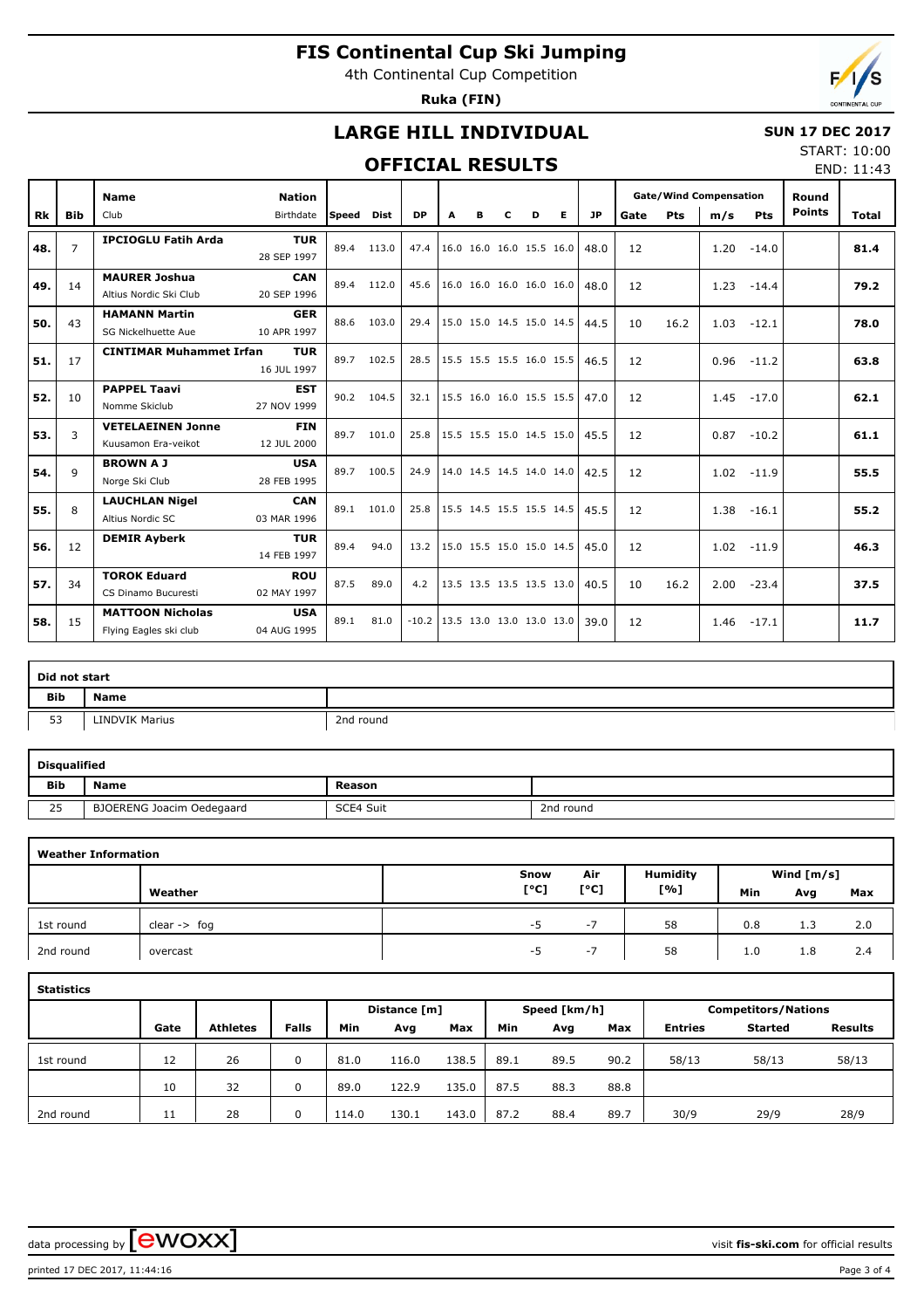# FIS Continental Cup Ski Jumping

4th Continental Cup Competition

**Ruka (FIN)**

## LARGE HILL INDIVIDUAL

**SUN 17 DEC 2017**

START: 10:00
END: 11:43

## OFFICIAL RESULTS

| Rk | Bib | Name / Club | Nation / Birthdate | Speed | Dist | DP | A | B | C | D | E | JP | Gate | Pts | m/s | Pts | Round Points | Total |
|---|---|---|---|---|---|---|---|---|---|---|---|---|---|---|---|---|---|---|
| 48. | 7 | IPCIOGLU Fatih Arda | TUR 28 SEP 1997 | 89.4 | 113.0 | 47.4 | 16.0 | 16.0 | 16.0 | 15.5 | 16.0 | 48.0 | 12 | | 1.20 | -14.0 | | 81.4 |
| 49. | 14 | MAURER Joshua / Altius Nordic Ski Club | CAN 20 SEP 1996 | 89.4 | 112.0 | 45.6 | 16.0 | 16.0 | 16.0 | 16.0 | 16.0 | 48.0 | 12 | | 1.23 | -14.4 | | 79.2 |
| 50. | 43 | HAMANN Martin / SG Nickelhuette Aue | GER 10 APR 1997 | 88.6 | 103.0 | 29.4 | 15.0 | 15.0 | 14.5 | 15.0 | 14.5 | 44.5 | 10 | 16.2 | 1.03 | -12.1 | | 78.0 |
| 51. | 17 | CINTIMAR Muhammet Irfan | TUR 16 JUL 1997 | 89.7 | 102.5 | 28.5 | 15.5 | 15.5 | 15.5 | 16.0 | 15.5 | 46.5 | 12 | | 0.96 | -11.2 | | 63.8 |
| 52. | 10 | PAPPEL Taavi / Nomme Skiclub | EST 27 NOV 1999 | 90.2 | 104.5 | 32.1 | 15.5 | 16.0 | 16.0 | 15.5 | 15.5 | 47.0 | 12 | | 1.45 | -17.0 | | 62.1 |
| 53. | 3 | VETELAEINEN Jonne / Kuusamon Era-veikot | FIN 12 JUL 2000 | 89.7 | 101.0 | 25.8 | 15.5 | 15.5 | 15.0 | 14.5 | 15.0 | 45.5 | 12 | | 0.87 | -10.2 | | 61.1 |
| 54. | 9 | BROWN A J / Norge Ski Club | USA 28 FEB 1995 | 89.7 | 100.5 | 24.9 | 14.0 | 14.5 | 14.5 | 14.0 | 14.0 | 42.5 | 12 | | 1.02 | -11.9 | | 55.5 |
| 55. | 8 | LAUCHLAN Nigel / Altius Nordic SC | CAN 03 MAR 1996 | 89.1 | 101.0 | 25.8 | 15.5 | 14.5 | 15.5 | 15.5 | 14.5 | 45.5 | 12 | | 1.38 | -16.1 | | 55.2 |
| 56. | 12 | DEMIR Ayberk | TUR 14 FEB 1997 | 89.4 | 94.0 | 13.2 | 15.0 | 15.5 | 15.0 | 15.0 | 14.5 | 45.0 | 12 | | 1.02 | -11.9 | | 46.3 |
| 57. | 34 | TOROK Eduard / CS Dinamo Bucuresti | ROU 02 MAY 1997 | 87.5 | 89.0 | 4.2 | 13.5 | 13.5 | 13.5 | 13.5 | 13.0 | 40.5 | 10 | 16.2 | 2.00 | -23.4 | | 37.5 |
| 58. | 15 | MATTOON Nicholas / Flying Eagles ski club | USA 04 AUG 1995 | 89.1 | 81.0 | -10.2 | 13.5 | 13.0 | 13.0 | 13.0 | 13.0 | 39.0 | 12 | | 1.46 | -17.1 | | 11.7 |

### Did not start

| Bib | Name | |
|---|---|---|
| 53 | LINDVIK Marius | 2nd round |

### Disqualified

| Bib | Name | Reason | |
|---|---|---|---|
| 25 | BJOERENG Joacim Oedegaard | SCE4 Suit | 2nd round |

### Weather Information

| | Weather | Snow [°C] | Air [°C] | Humidity [%] | Wind Min [m/s] | Wind Avg [m/s] | Wind Max [m/s] |
|---|---|---|---|---|---|---|---|
| 1st round | clear -> fog | -5 | -7 | 58 | 0.8 | 1.3 | 2.0 |
| 2nd round | overcast | -5 | -7 | 58 | 1.0 | 1.8 | 2.4 |

### Statistics

| | Gate | Athletes | Falls | Distance [m] Min | Distance Avg | Distance Max | Speed [km/h] Min | Speed Avg | Speed Max | Entries | Started | Results |
|---|---|---|---|---|---|---|---|---|---|---|---|---|
| 1st round | 12 | 26 | 0 | 81.0 | 116.0 | 138.5 | 89.1 | 89.5 | 90.2 | 58/13 | 58/13 | 58/13 |
| | 10 | 32 | 0 | 89.0 | 122.9 | 135.0 | 87.5 | 88.3 | 88.8 | | | |
| 2nd round | 11 | 28 | 0 | 114.0 | 130.1 | 143.0 | 87.2 | 88.4 | 89.7 | 30/9 | 29/9 | 28/9 |

data processing by ewoxx — visit fis-ski.com for official results

printed 17 DEC 2017, 11:44:16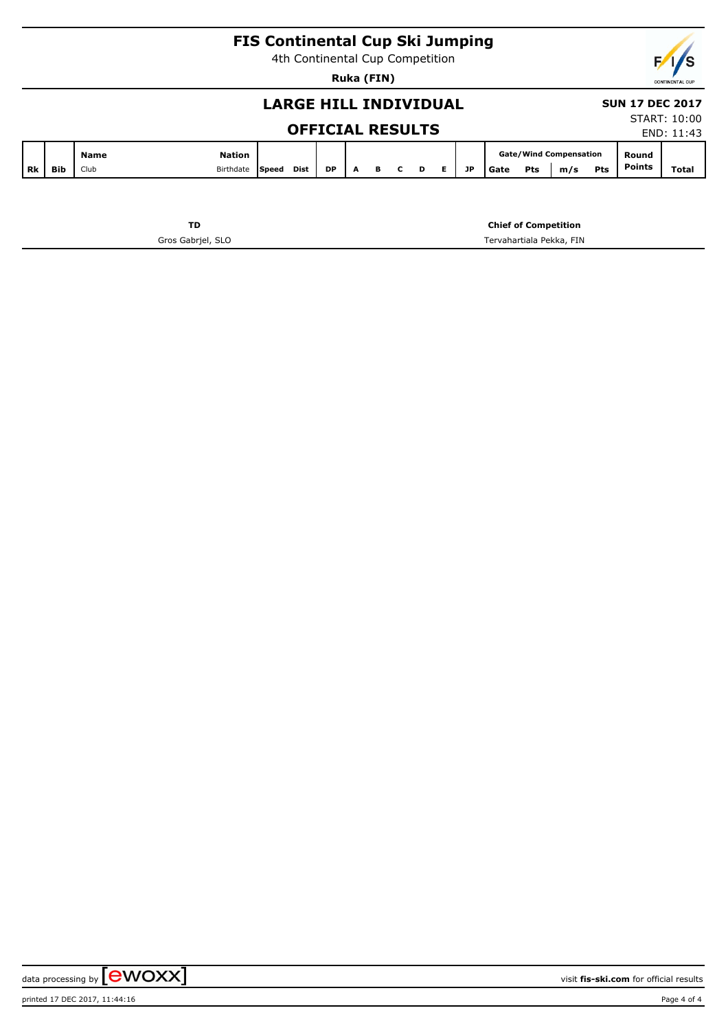# FIS Continental Cup Ski Jumping

4th Continental Cup Competition

**Ruka (FIN)**

## LARGE HILL INDIVIDUAL

**SUN 17 DEC 2017**

START: 10:00

END: 11:43

## OFFICIAL RESULTS

| Rk | Bib | Name / Club | Nation / Birthdate | Speed | Dist | DP | A | B | C | D | E | JP | Gate/Wind Compensation: Gate | Pts | m/s | Pts | Round Points | Total |
|---|---|---|---|---|---|---|---|---|---|---|---|---|---|---|---|---|---|---|

| TD | Chief of Competition |
|---|---|
| Gros Gabrjel, SLO | Tervahartiala Pekka, FIN |

data processing by [ewoxx]

visit **fis-ski.com** for official results

printed 17 DEC 2017, 11:44:16